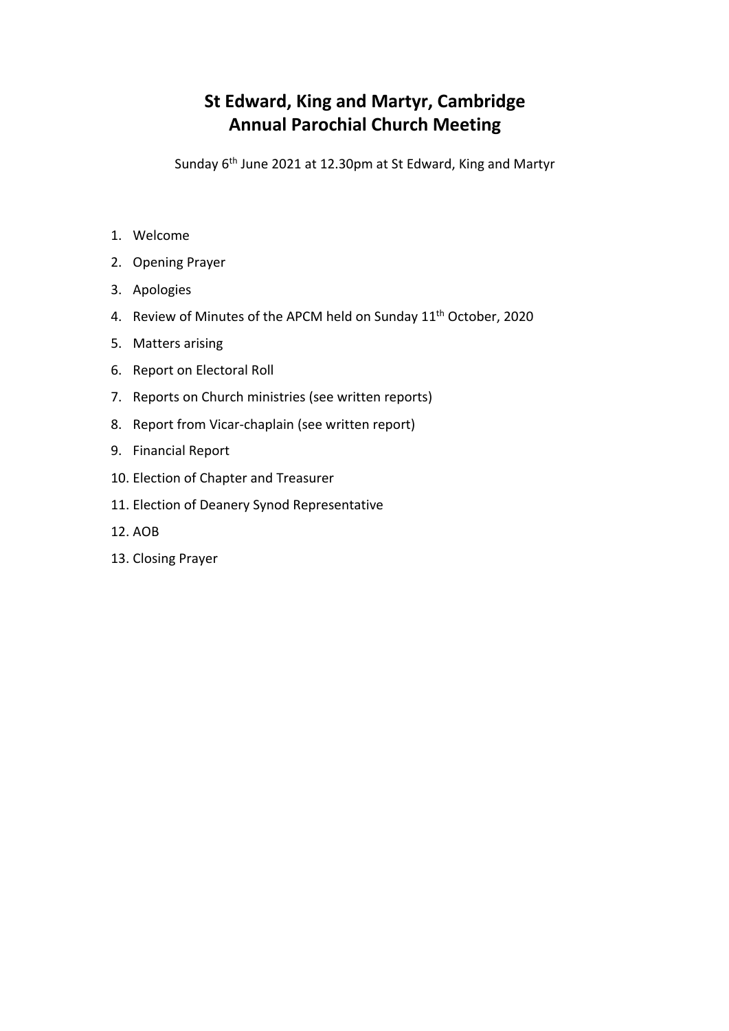# St Edward, King and Martyr, Cambridge
# Annual Parochial Church Meeting

Sunday 6th June 2021 at 12.30pm at St Edward, King and Martyr

1. Welcome
2. Opening Prayer
3. Apologies
4. Review of Minutes of the APCM held on Sunday 11th October, 2020
5. Matters arising
6. Report on Electoral Roll
7. Reports on Church ministries (see written reports)
8. Report from Vicar-chaplain (see written report)
9. Financial Report
10. Election of Chapter and Treasurer
11. Election of Deanery Synod Representative
12. AOB
13. Closing Prayer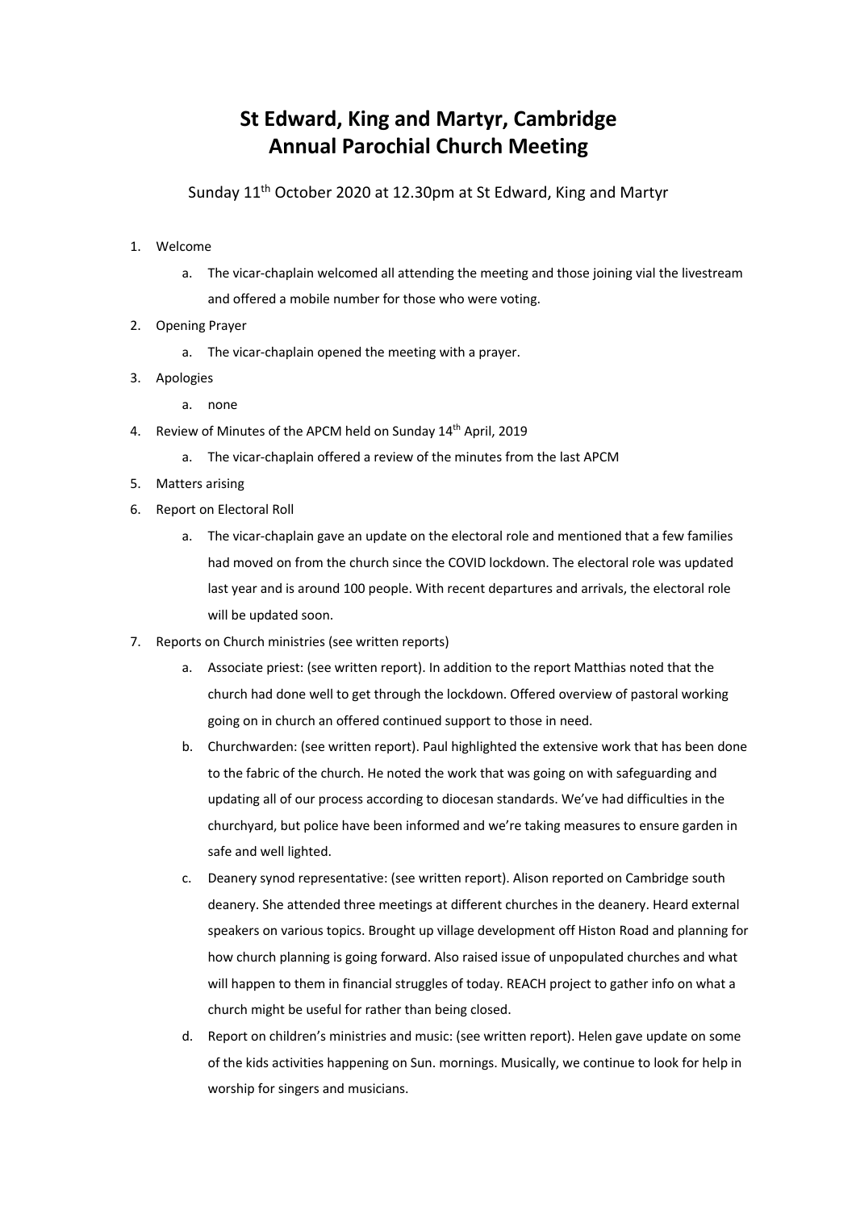# St Edward, King and Martyr, Cambridge
# Annual Parochial Church Meeting

Sunday 11th October 2020 at 12.30pm at St Edward, King and Martyr

1. Welcome
   a. The vicar-chaplain welcomed all attending the meeting and those joining vial the livestream and offered a mobile number for those who were voting.
2. Opening Prayer
   a. The vicar-chaplain opened the meeting with a prayer.
3. Apologies
   a. none
4. Review of Minutes of the APCM held on Sunday 14th April, 2019
   a. The vicar-chaplain offered a review of the minutes from the last APCM
5. Matters arising
6. Report on Electoral Roll
   a. The vicar-chaplain gave an update on the electoral role and mentioned that a few families had moved on from the church since the COVID lockdown. The electoral role was updated last year and is around 100 people. With recent departures and arrivals, the electoral role will be updated soon.
7. Reports on Church ministries (see written reports)
   a. Associate priest: (see written report). In addition to the report Matthias noted that the church had done well to get through the lockdown. Offered overview of pastoral working going on in church an offered continued support to those in need.
   b. Churchwarden: (see written report). Paul highlighted the extensive work that has been done to the fabric of the church. He noted the work that was going on with safeguarding and updating all of our process according to diocesan standards. We've had difficulties in the churchyard, but police have been informed and we're taking measures to ensure garden in safe and well lighted.
   c. Deanery synod representative: (see written report). Alison reported on Cambridge south deanery. She attended three meetings at different churches in the deanery. Heard external speakers on various topics. Brought up village development off Histon Road and planning for how church planning is going forward. Also raised issue of unpopulated churches and what will happen to them in financial struggles of today. REACH project to gather info on what a church might be useful for rather than being closed.
   d. Report on children's ministries and music: (see written report). Helen gave update on some of the kids activities happening on Sun. mornings. Musically, we continue to look for help in worship for singers and musicians.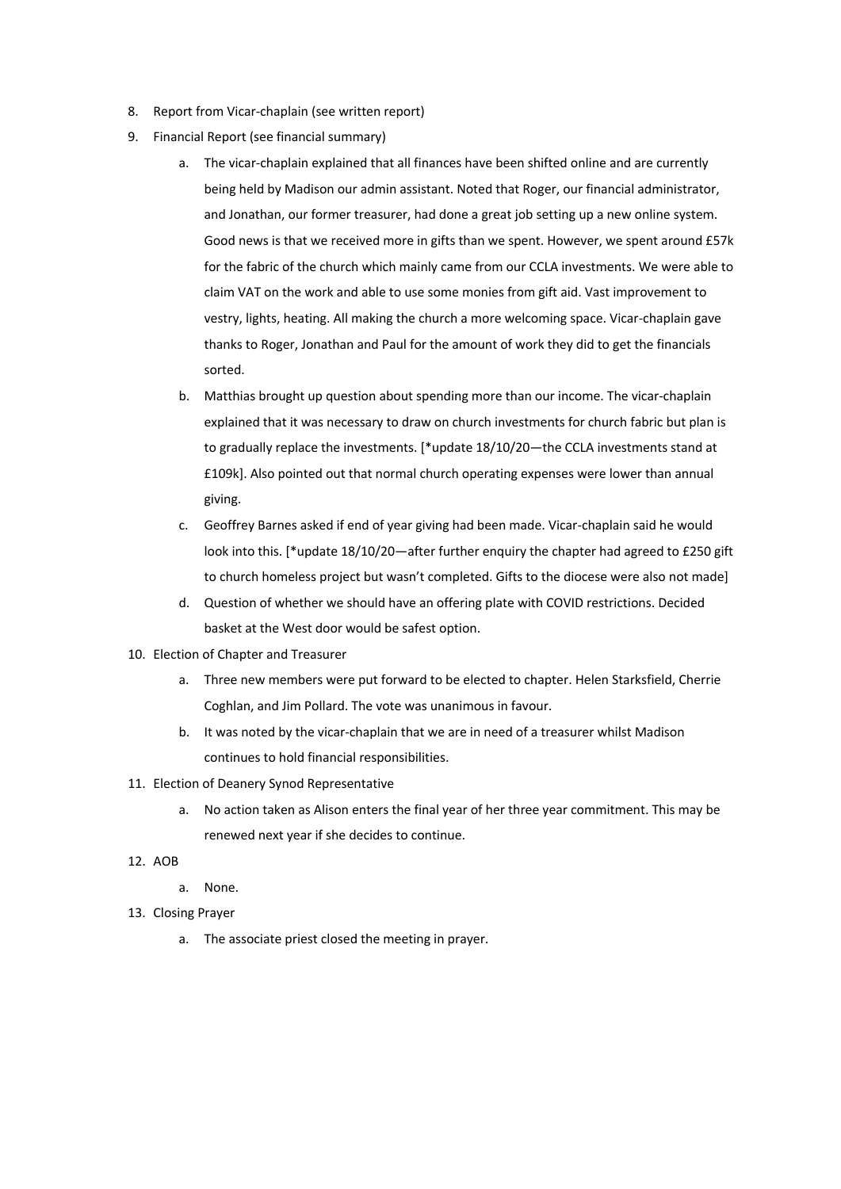8. Report from Vicar-chaplain (see written report)
9. Financial Report (see financial summary)
    a. The vicar-chaplain explained that all finances have been shifted online and are currently being held by Madison our admin assistant. Noted that Roger, our financial administrator, and Jonathan, our former treasurer, had done a great job setting up a new online system. Good news is that we received more in gifts than we spent. However, we spent around £57k for the fabric of the church which mainly came from our CCLA investments. We were able to claim VAT on the work and able to use some monies from gift aid. Vast improvement to vestry, lights, heating. All making the church a more welcoming space. Vicar-chaplain gave thanks to Roger, Jonathan and Paul for the amount of work they did to get the financials sorted.
    b. Matthias brought up question about spending more than our income. The vicar-chaplain explained that it was necessary to draw on church investments for church fabric but plan is to gradually replace the investments. [*update 18/10/20—the CCLA investments stand at £109k]. Also pointed out that normal church operating expenses were lower than annual giving.
    c. Geoffrey Barnes asked if end of year giving had been made. Vicar-chaplain said he would look into this. [*update 18/10/20—after further enquiry the chapter had agreed to £250 gift to church homeless project but wasn't completed. Gifts to the diocese were also not made]
    d. Question of whether we should have an offering plate with COVID restrictions. Decided basket at the West door would be safest option.
10. Election of Chapter and Treasurer
    a. Three new members were put forward to be elected to chapter. Helen Starksfield, Cherrie Coghlan, and Jim Pollard. The vote was unanimous in favour.
    b. It was noted by the vicar-chaplain that we are in need of a treasurer whilst Madison continues to hold financial responsibilities.
11. Election of Deanery Synod Representative
    a. No action taken as Alison enters the final year of her three year commitment. This may be renewed next year if she decides to continue.
12. AOB
    a. None.
13. Closing Prayer
    a. The associate priest closed the meeting in prayer.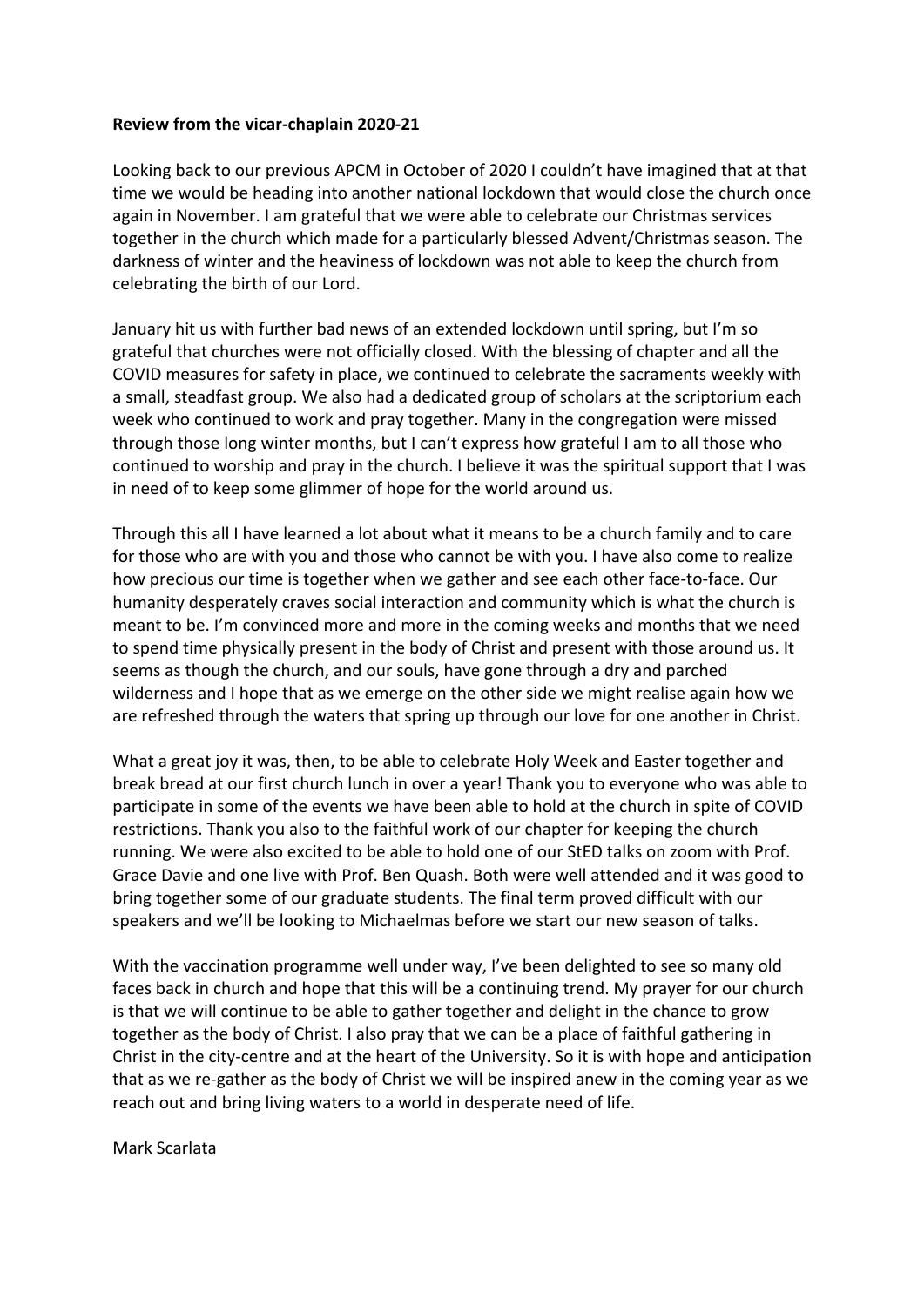**Review from the vicar-chaplain 2020-21**

Looking back to our previous APCM in October of 2020 I couldn't have imagined that at that time we would be heading into another national lockdown that would close the church once again in November. I am grateful that we were able to celebrate our Christmas services together in the church which made for a particularly blessed Advent/Christmas season. The darkness of winter and the heaviness of lockdown was not able to keep the church from celebrating the birth of our Lord.

January hit us with further bad news of an extended lockdown until spring, but I'm so grateful that churches were not officially closed. With the blessing of chapter and all the COVID measures for safety in place, we continued to celebrate the sacraments weekly with a small, steadfast group. We also had a dedicated group of scholars at the scriptorium each week who continued to work and pray together. Many in the congregation were missed through those long winter months, but I can't express how grateful I am to all those who continued to worship and pray in the church. I believe it was the spiritual support that I was in need of to keep some glimmer of hope for the world around us.

Through this all I have learned a lot about what it means to be a church family and to care for those who are with you and those who cannot be with you. I have also come to realize how precious our time is together when we gather and see each other face-to-face. Our humanity desperately craves social interaction and community which is what the church is meant to be. I'm convinced more and more in the coming weeks and months that we need to spend time physically present in the body of Christ and present with those around us. It seems as though the church, and our souls, have gone through a dry and parched wilderness and I hope that as we emerge on the other side we might realise again how we are refreshed through the waters that spring up through our love for one another in Christ.

What a great joy it was, then, to be able to celebrate Holy Week and Easter together and break bread at our first church lunch in over a year! Thank you to everyone who was able to participate in some of the events we have been able to hold at the church in spite of COVID restrictions. Thank you also to the faithful work of our chapter for keeping the church running. We were also excited to be able to hold one of our StED talks on zoom with Prof. Grace Davie and one live with Prof. Ben Quash. Both were well attended and it was good to bring together some of our graduate students. The final term proved difficult with our speakers and we'll be looking to Michaelmas before we start our new season of talks.

With the vaccination programme well under way, I've been delighted to see so many old faces back in church and hope that this will be a continuing trend. My prayer for our church is that we will continue to be able to gather together and delight in the chance to grow together as the body of Christ. I also pray that we can be a place of faithful gathering in Christ in the city-centre and at the heart of the University. So it is with hope and anticipation that as we re-gather as the body of Christ we will be inspired anew in the coming year as we reach out and bring living waters to a world in desperate need of life.

Mark Scarlata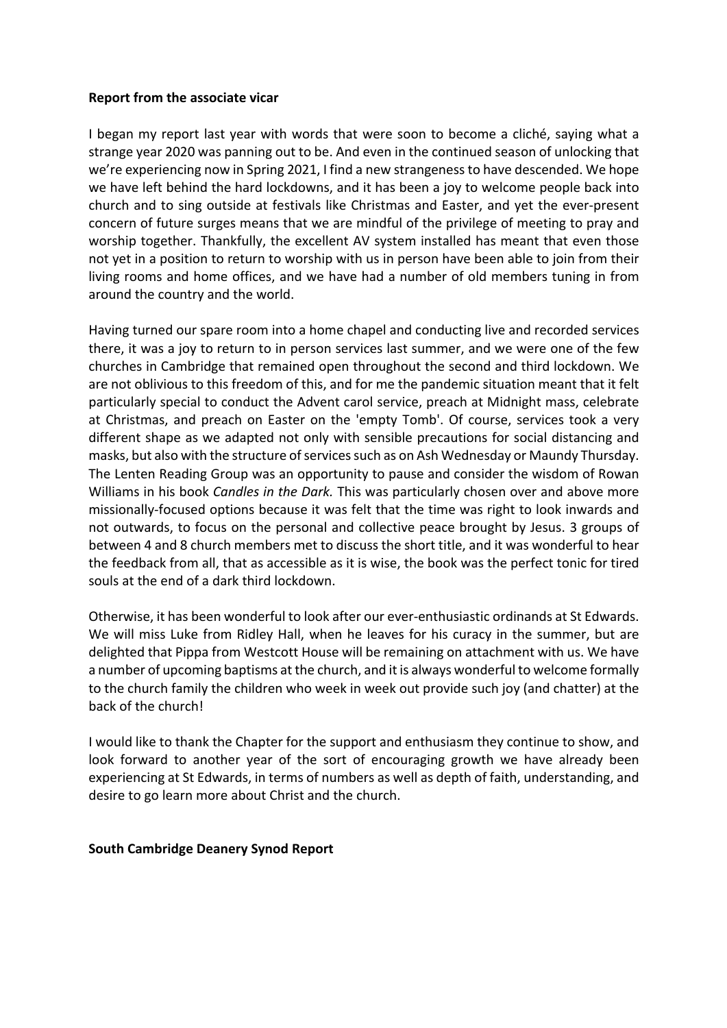**Report from the associate vicar**

I began my report last year with words that were soon to become a cliché, saying what a strange year 2020 was panning out to be. And even in the continued season of unlocking that we're experiencing now in Spring 2021, I find a new strangeness to have descended. We hope we have left behind the hard lockdowns, and it has been a joy to welcome people back into church and to sing outside at festivals like Christmas and Easter, and yet the ever-present concern of future surges means that we are mindful of the privilege of meeting to pray and worship together. Thankfully, the excellent AV system installed has meant that even those not yet in a position to return to worship with us in person have been able to join from their living rooms and home offices, and we have had a number of old members tuning in from around the country and the world.

Having turned our spare room into a home chapel and conducting live and recorded services there, it was a joy to return to in person services last summer, and we were one of the few churches in Cambridge that remained open throughout the second and third lockdown. We are not oblivious to this freedom of this, and for me the pandemic situation meant that it felt particularly special to conduct the Advent carol service, preach at Midnight mass, celebrate at Christmas, and preach on Easter on the 'empty Tomb'. Of course, services took a very different shape as we adapted not only with sensible precautions for social distancing and masks, but also with the structure of services such as on Ash Wednesday or Maundy Thursday. The Lenten Reading Group was an opportunity to pause and consider the wisdom of Rowan Williams in his book *Candles in the Dark.* This was particularly chosen over and above more missionally-focused options because it was felt that the time was right to look inwards and not outwards, to focus on the personal and collective peace brought by Jesus. 3 groups of between 4 and 8 church members met to discuss the short title, and it was wonderful to hear the feedback from all, that as accessible as it is wise, the book was the perfect tonic for tired souls at the end of a dark third lockdown.

Otherwise, it has been wonderful to look after our ever-enthusiastic ordinands at St Edwards. We will miss Luke from Ridley Hall, when he leaves for his curacy in the summer, but are delighted that Pippa from Westcott House will be remaining on attachment with us. We have a number of upcoming baptisms at the church, and it is always wonderful to welcome formally to the church family the children who week in week out provide such joy (and chatter) at the back of the church!

I would like to thank the Chapter for the support and enthusiasm they continue to show, and look forward to another year of the sort of encouraging growth we have already been experiencing at St Edwards, in terms of numbers as well as depth of faith, understanding, and desire to go learn more about Christ and the church.

**South Cambridge Deanery Synod Report**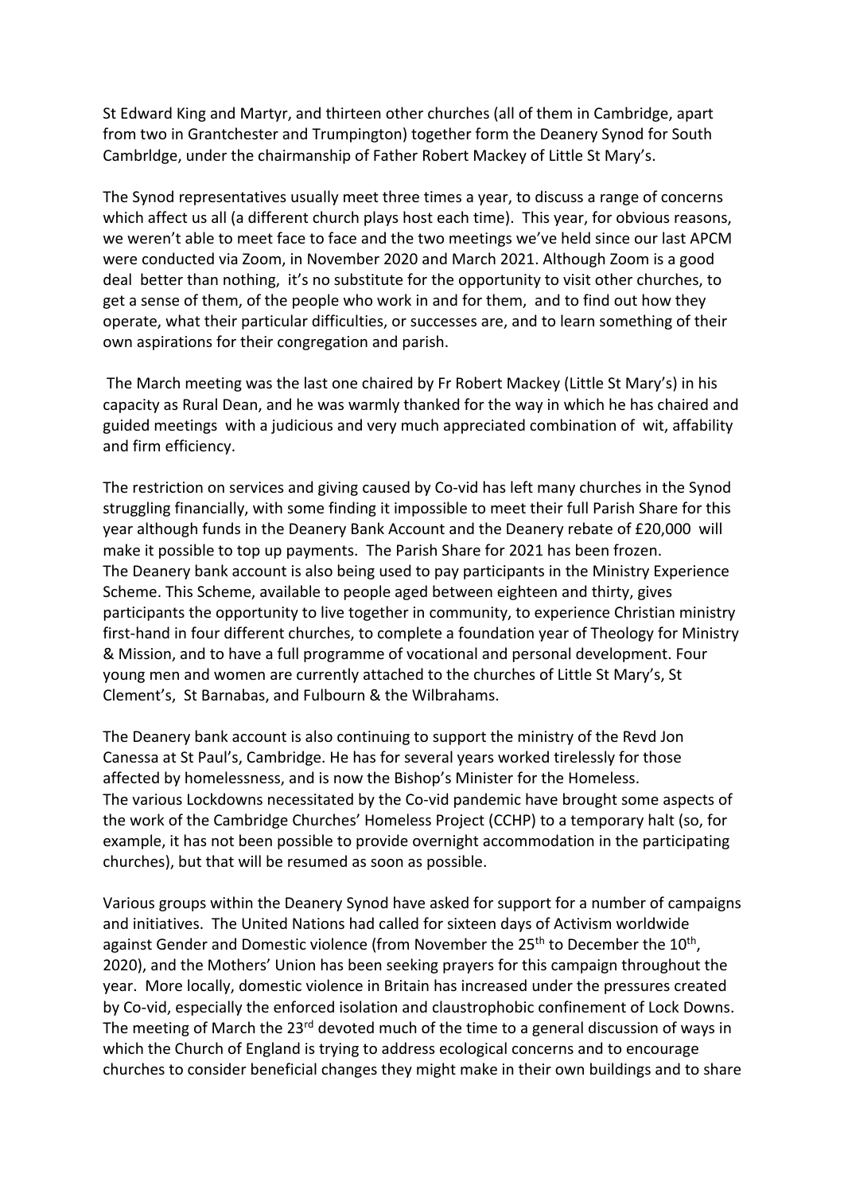St Edward King and Martyr, and thirteen other churches (all of them in Cambridge, apart from two in Grantchester and Trumpington) together form the Deanery Synod for South Cambrldge, under the chairmanship of Father Robert Mackey of Little St Mary's.

The Synod representatives usually meet three times a year, to discuss a range of concerns which affect us all (a different church plays host each time). This year, for obvious reasons, we weren't able to meet face to face and the two meetings we've held since our last APCM were conducted via Zoom, in November 2020 and March 2021. Although Zoom is a good deal better than nothing, it's no substitute for the opportunity to visit other churches, to get a sense of them, of the people who work in and for them, and to find out how they operate, what their particular difficulties, or successes are, and to learn something of their own aspirations for their congregation and parish.

The March meeting was the last one chaired by Fr Robert Mackey (Little St Mary's) in his capacity as Rural Dean, and he was warmly thanked for the way in which he has chaired and guided meetings with a judicious and very much appreciated combination of wit, affability and firm efficiency.

The restriction on services and giving caused by Co-vid has left many churches in the Synod struggling financially, with some finding it impossible to meet their full Parish Share for this year although funds in the Deanery Bank Account and the Deanery rebate of £20,000 will make it possible to top up payments. The Parish Share for 2021 has been frozen.
The Deanery bank account is also being used to pay participants in the Ministry Experience Scheme. This Scheme, available to people aged between eighteen and thirty, gives participants the opportunity to live together in community, to experience Christian ministry first-hand in four different churches, to complete a foundation year of Theology for Ministry & Mission, and to have a full programme of vocational and personal development. Four young men and women are currently attached to the churches of Little St Mary's, St Clement's, St Barnabas, and Fulbourn & the Wilbrahams.

The Deanery bank account is also continuing to support the ministry of the Revd Jon Canessa at St Paul's, Cambridge. He has for several years worked tirelessly for those affected by homelessness, and is now the Bishop's Minister for the Homeless.
The various Lockdowns necessitated by the Co-vid pandemic have brought some aspects of the work of the Cambridge Churches' Homeless Project (CCHP) to a temporary halt (so, for example, it has not been possible to provide overnight accommodation in the participating churches), but that will be resumed as soon as possible.

Various groups within the Deanery Synod have asked for support for a number of campaigns and initiatives. The United Nations had called for sixteen days of Activism worldwide against Gender and Domestic violence (from November the 25th to December the 10th, 2020), and the Mothers' Union has been seeking prayers for this campaign throughout the year. More locally, domestic violence in Britain has increased under the pressures created by Co-vid, especially the enforced isolation and claustrophobic confinement of Lock Downs.
The meeting of March the 23rd devoted much of the time to a general discussion of ways in which the Church of England is trying to address ecological concerns and to encourage churches to consider beneficial changes they might make in their own buildings and to share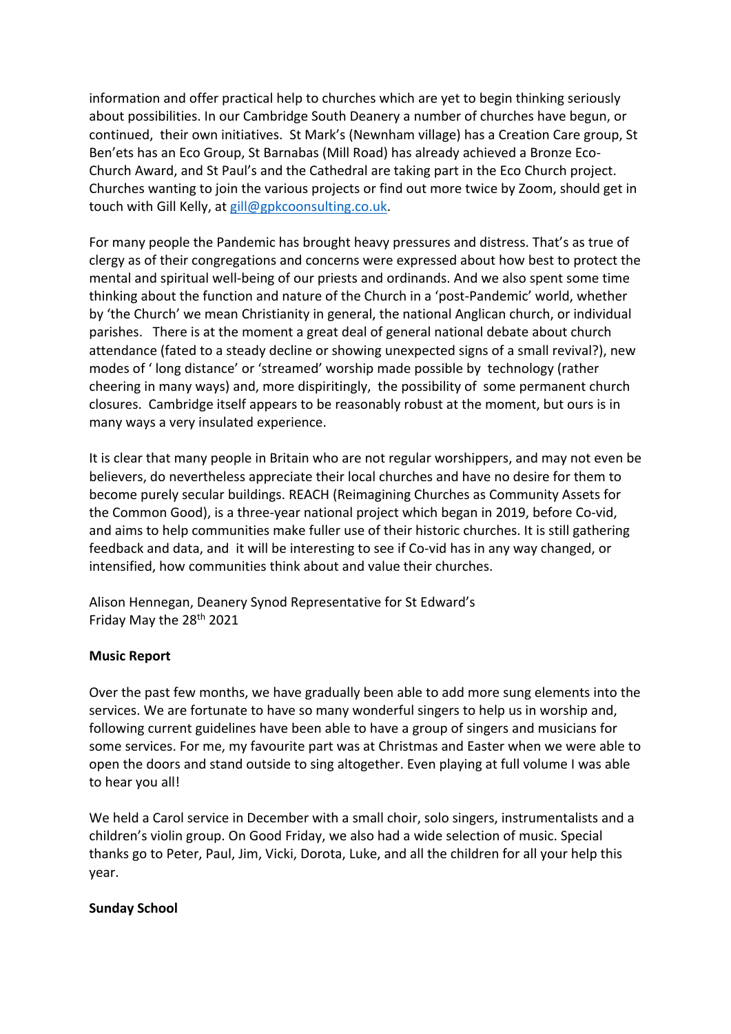information and offer practical help to churches which are yet to begin thinking seriously about possibilities. In our Cambridge South Deanery a number of churches have begun, or continued, their own initiatives. St Mark's (Newnham village) has a Creation Care group, St Ben'ets has an Eco Group, St Barnabas (Mill Road) has already achieved a Bronze Eco-Church Award, and St Paul's and the Cathedral are taking part in the Eco Church project. Churches wanting to join the various projects or find out more twice by Zoom, should get in touch with Gill Kelly, at gill@gpkcoonsulting.co.uk.

For many people the Pandemic has brought heavy pressures and distress. That's as true of clergy as of their congregations and concerns were expressed about how best to protect the mental and spiritual well-being of our priests and ordinands. And we also spent some time thinking about the function and nature of the Church in a 'post-Pandemic' world, whether by 'the Church' we mean Christianity in general, the national Anglican church, or individual parishes. There is at the moment a great deal of general national debate about church attendance (fated to a steady decline or showing unexpected signs of a small revival?), new modes of ' long distance' or 'streamed' worship made possible by technology (rather cheering in many ways) and, more dispiritingly, the possibility of some permanent church closures. Cambridge itself appears to be reasonably robust at the moment, but ours is in many ways a very insulated experience.

It is clear that many people in Britain who are not regular worshippers, and may not even be believers, do nevertheless appreciate their local churches and have no desire for them to become purely secular buildings. REACH (Reimagining Churches as Community Assets for the Common Good), is a three-year national project which began in 2019, before Co-vid, and aims to help communities make fuller use of their historic churches. It is still gathering feedback and data, and it will be interesting to see if Co-vid has in any way changed, or intensified, how communities think about and value their churches.

Alison Hennegan, Deanery Synod Representative for St Edward's
Friday May the 28th 2021

**Music Report**

Over the past few months, we have gradually been able to add more sung elements into the services. We are fortunate to have so many wonderful singers to help us in worship and, following current guidelines have been able to have a group of singers and musicians for some services. For me, my favourite part was at Christmas and Easter when we were able to open the doors and stand outside to sing altogether. Even playing at full volume I was able to hear you all!

We held a Carol service in December with a small choir, solo singers, instrumentalists and a children's violin group. On Good Friday, we also had a wide selection of music. Special thanks go to Peter, Paul, Jim, Vicki, Dorota, Luke, and all the children for all your help this year.

**Sunday School**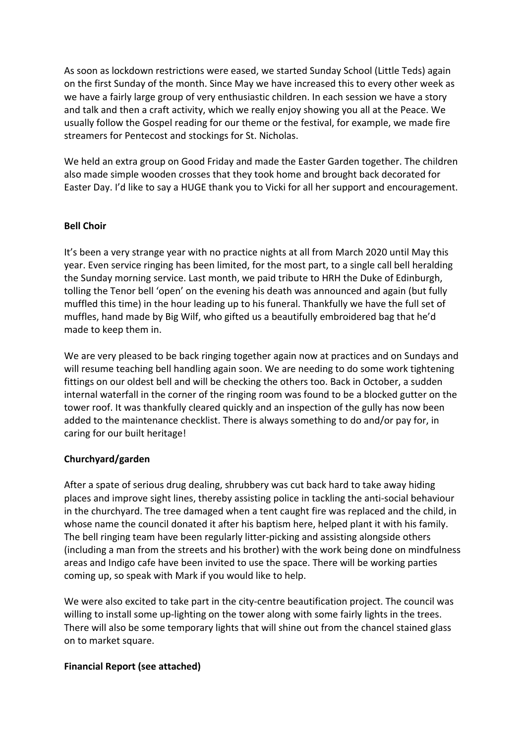As soon as lockdown restrictions were eased, we started Sunday School (Little Teds) again on the first Sunday of the month. Since May we have increased this to every other week as we have a fairly large group of very enthusiastic children. In each session we have a story and talk and then a craft activity, which we really enjoy showing you all at the Peace. We usually follow the Gospel reading for our theme or the festival, for example, we made fire streamers for Pentecost and stockings for St. Nicholas.

We held an extra group on Good Friday and made the Easter Garden together. The children also made simple wooden crosses that they took home and brought back decorated for Easter Day. I'd like to say a HUGE thank you to Vicki for all her support and encouragement.

**Bell Choir**

It's been a very strange year with no practice nights at all from March 2020 until May this year. Even service ringing has been limited, for the most part, to a single call bell heralding the Sunday morning service. Last month, we paid tribute to HRH the Duke of Edinburgh, tolling the Tenor bell 'open' on the evening his death was announced and again (but fully muffled this time) in the hour leading up to his funeral. Thankfully we have the full set of muffles, hand made by Big Wilf, who gifted us a beautifully embroidered bag that he'd made to keep them in.

We are very pleased to be back ringing together again now at practices and on Sundays and will resume teaching bell handling again soon. We are needing to do some work tightening fittings on our oldest bell and will be checking the others too. Back in October, a sudden internal waterfall in the corner of the ringing room was found to be a blocked gutter on the tower roof. It was thankfully cleared quickly and an inspection of the gully has now been added to the maintenance checklist. There is always something to do and/or pay for, in caring for our built heritage!

**Churchyard/garden**

After a spate of serious drug dealing, shrubbery was cut back hard to take away hiding places and improve sight lines, thereby assisting police in tackling the anti-social behaviour in the churchyard. The tree damaged when a tent caught fire was replaced and the child, in whose name the council donated it after his baptism here, helped plant it with his family. The bell ringing team have been regularly litter-picking and assisting alongside others (including a man from the streets and his brother) with the work being done on mindfulness areas and Indigo cafe have been invited to use the space. There will be working parties coming up, so speak with Mark if you would like to help.

We were also excited to take part in the city-centre beautification project. The council was willing to install some up-lighting on the tower along with some fairly lights in the trees. There will also be some temporary lights that will shine out from the chancel stained glass on to market square.

**Financial Report (see attached)**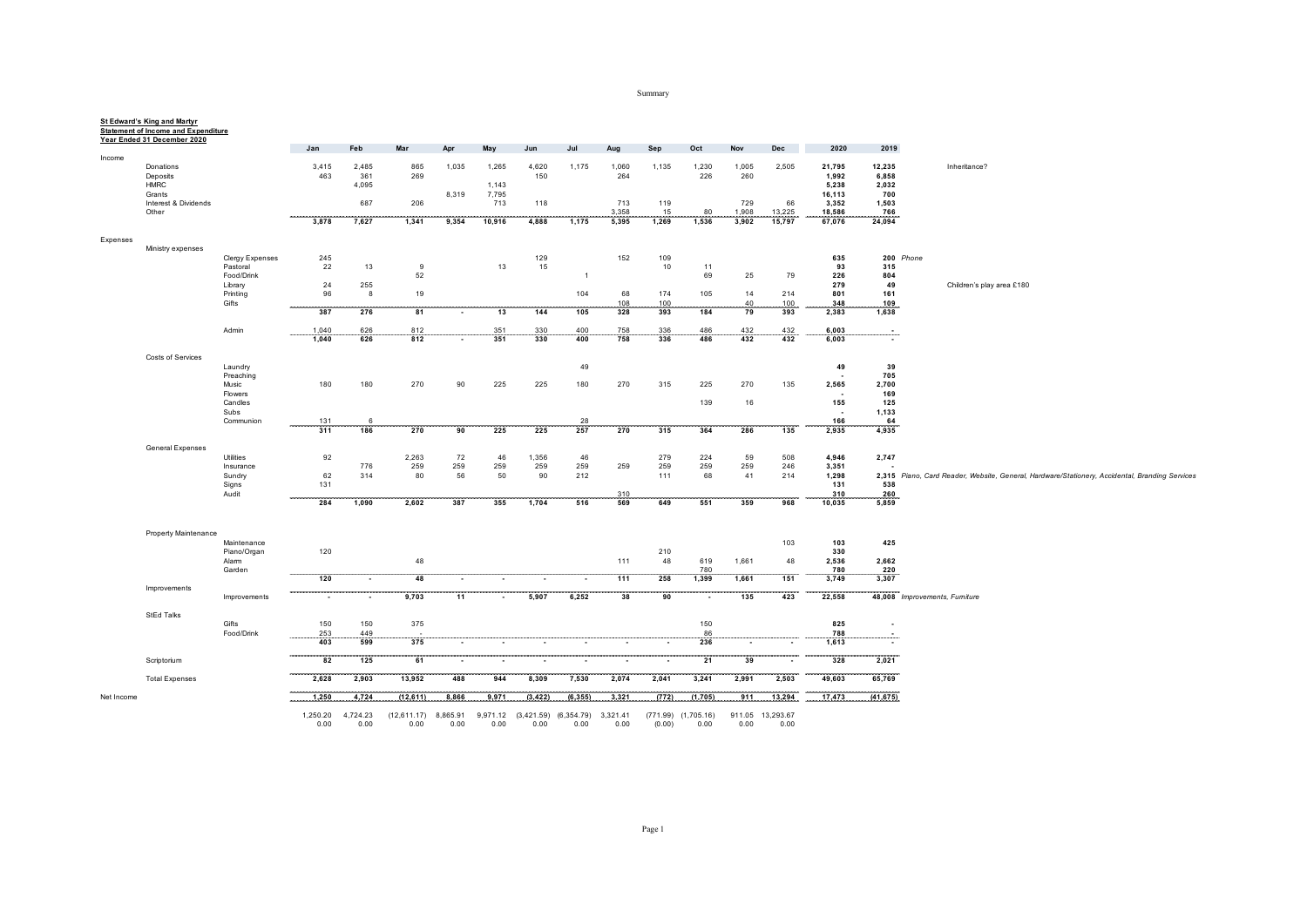**St Edward's King and Martyr**
**Statement of Income and Expenditure**
**Year Ended 31 December 2020**

| | | | Jan | Feb | Mar | Apr | May | Jun | Jul | Aug | Sep | Oct | Nov | Dec | 2020 | 2019 | |
|---|---|---|---|---|---|---|---|---|---|---|---|---|---|---|---|---|---|
| Income | | | | | | | | | | | | | | | | | |
| | Donations | | 3,415 | 2,485 | 865 | 1,035 | 1,265 | 4,620 | 1,175 | 1,060 | 1,135 | 1,230 | 1,005 | 2,505 | 21,795 | 12,235 | Inheritance? |
| | Deposits | | 463 | 361 | 269 | | | 150 | | 264 | | 226 | 260 | | 1,992 | 6,858 | |
| | HMRC | | | 4,095 | | | 1,143 | | | | | | | | 5,238 | 2,032 | |
| | Grants | | | | | 8,319 | 7,795 | | | | | | | | 16,113 | 700 | |
| | Interest & Dividends | | | 687 | 206 | | 713 | 118 | | 713 | 119 | | 729 | 66 | 3,352 | 1,503 | |
| | Other | | | | | | | | | 3,358 | 15 | 80 | 1,908 | 13,225 | 18,586 | 766 | |
| | | | **3,878** | **7,627** | **1,341** | **9,354** | **10,916** | **4,888** | **1,175** | **5,395** | **1,269** | **1,536** | **3,902** | **15,797** | **67,076** | **24,094** | |
| Expenses | | | | | | | | | | | | | | | | | |
| | Ministry expenses | | | | | | | | | | | | | | | | |
| | | Clergy Expenses | 245 | | | | | 129 | | 152 | 109 | | | | 635 | 200 | *Phone* |
| | | Pastoral | 22 | 13 | 9 | | 13 | 15 | | | 10 | 11 | | | 93 | 315 | |
| | | Food/Drink | | | 52 | | | | 1 | | | 69 | 25 | 79 | 226 | 804 | |
| | | Library | 24 | 255 | | | | | | | | | | | 279 | 49 | Children's play area £180 |
| | | Printing | 96 | 8 | 19 | | | | 104 | 68 | 174 | 105 | 14 | 214 | 801 | 161 | |
| | | Gifts | | | | | | | | 108 | 100 | | 40 | 100 | 348 | 109 | |
| | | | **387** | **276** | **81** | **-** | **13** | **144** | **105** | **328** | **393** | **184** | **79** | **393** | **2,383** | **1,638** | |
| | | Admin | 1,040 | 626 | 812 | | 351 | 330 | 400 | 758 | 336 | 486 | 432 | 432 | 6,003 | - | |
| | | | **1,040** | **626** | **812** | **-** | **351** | **330** | **400** | **758** | **336** | **486** | **432** | **432** | **6,003** | **-** | |
| | Costs of Services | | | | | | | | | | | | | | | | |
| | | Laundry | | | | | | | 49 | | | | | | 49 | 39 | |
| | | Preaching | | | | | | | | | | | | | - | 705 | |
| | | Music | 180 | 180 | 270 | 90 | 225 | 225 | 180 | 270 | 315 | 225 | 270 | 135 | 2,565 | 2,700 | |
| | | Flowers | | | | | | | | | | | | | - | 169 | |
| | | Candles | | | | | | | | | | 139 | 16 | | 155 | 125 | |
| | | Subs | | | | | | | | | | | | | - | 1,133 | |
| | | Communion | 131 | 6 | | | | | 28 | | | | | | 166 | 64 | |
| | | | **311** | **186** | **270** | **90** | **225** | **225** | **257** | **270** | **315** | **364** | **286** | **135** | **2,935** | **4,935** | |
| | General Expenses | | | | | | | | | | | | | | | | |
| | | Utilities | 92 | | 2,263 | 72 | 46 | 1,356 | 46 | | 279 | 224 | 59 | 508 | 4,946 | 2,747 | |
| | | Insurance | | 776 | 259 | 259 | 259 | 259 | 259 | 259 | 259 | 259 | 259 | 246 | 3,351 | - | |
| | | Sundry | 62 | 314 | 80 | 56 | 50 | 90 | 212 | | 111 | 68 | 41 | 214 | 1,298 | 2,315 | *Piano, Card Reader, Website, General, Hardware/Stationery, Accidental, Branding Services* |
| | | Signs | 131 | | | | | | | | | | | | 131 | 538 | |
| | | Audit | | | | | | | | 310 | | | | | 310 | 260 | |
| | | | **284** | **1,090** | **2,602** | **387** | **355** | **1,704** | **516** | **569** | **649** | **551** | **359** | **968** | **10,035** | **5,859** | |
| | Property Maintenance | | | | | | | | | | | | | | | | |
| | | Maintenance | | | | | | | | | | | | 103 | 103 | 425 | |
| | | Piano/Organ | 120 | | | | | | | | 210 | | | | 330 | | |
| | | Alarm | | | 48 | | | | | 111 | 48 | 619 | 1,661 | 48 | 2,536 | 2,662 | |
| | | Garden | | | | | | | | | | 780 | | | 780 | 220 | |
| | | | **120** | **-** | **48** | **-** | **-** | **-** | **-** | **111** | **258** | **1,399** | **1,661** | **151** | **3,749** | **3,307** | |
| | Improvements | | | | | | | | | | | | | | | | |
| | | Improvements | **-** | **-** | **9,703** | **11** | **-** | **5,907** | **6,252** | **38** | **90** | **-** | **135** | **423** | **22,558** | **48,008** | *Improvements, Furniture* |
| | StEd Talks | | | | | | | | | | | | | | | | |
| | | Gifts | 150 | 150 | 375 | | | | | | | 150 | | | 825 | - | |
| | | Food/Drink | 253 | 449 | - | | | | | | | 86 | | | 788 | - | |
| | | | **403** | **599** | **375** | **-** | **-** | **-** | **-** | **-** | **-** | **236** | **-** | **-** | **1,613** | **-** | |
| | Scriptorium | | **82** | **125** | **61** | **-** | **-** | **-** | **-** | **-** | **-** | **21** | **39** | **-** | **328** | **2,021** | |
| | Total Expenses | | **2,628** | **2,903** | **13,952** | **488** | **944** | **8,309** | **7,530** | **2,074** | **2,041** | **3,241** | **2,991** | **2,503** | **49,603** | **65,769** | |
| Net Income | | | **1,250** | **4,724** | **(12,611)** | **8,866** | **9,971** | **(3,422)** | **(6,355)** | **3,321** | **(772)** | **(1,705)** | **911** | **13,294** | **17,473** | **(41,675)** | |
| | | | 1,250.20 | 4,724.23 | (12,611.17) | 8,865.91 | 9,971.12 | (3,421.59) | (6,354.79) | 3,321.41 | (771.99) | (1,705.16) | 911.05 | 13,293.67 | | | |
| | | | 0.00 | 0.00 | 0.00 | 0.00 | 0.00 | 0.00 | 0.00 | 0.00 | (0.00) | 0.00 | 0.00 | 0.00 | | | |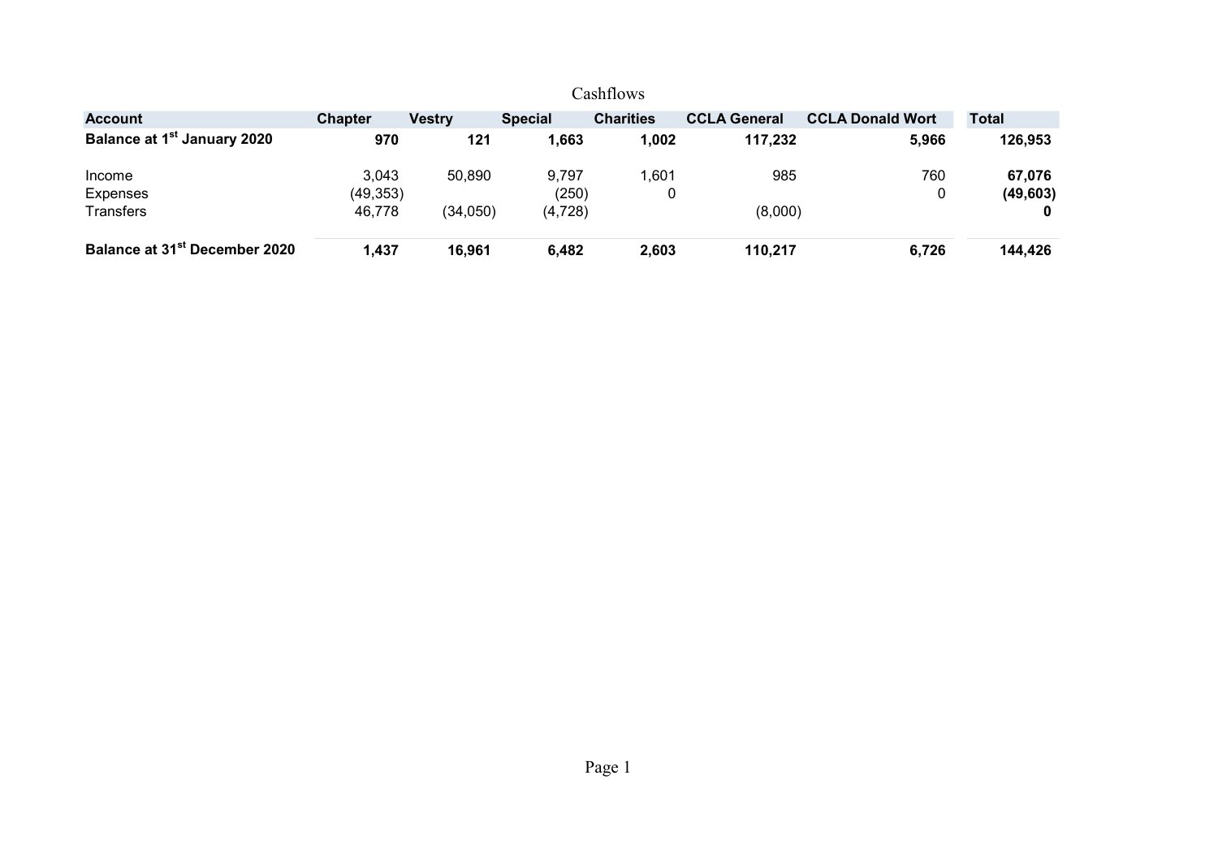# Cashflows

| Account | Chapter | Vestry | Special | Charities | CCLA General | CCLA Donald Wort | Total |
|---|---|---|---|---|---|---|---|
| **Balance at 1st January 2020** | **970** | **121** | **1,663** | **1,002** | **117,232** | **5,966** | **126,953** |
| Income | 3,043 | 50,890 | 9,797 | 1,601 | 985 | 760 | **67,076** |
| Expenses | (49,353) | | (250) | 0 | | 0 | **(49,603)** |
| Transfers | 46,778 | (34,050) | (4,728) | | (8,000) | | **0** |
| **Balance at 31st December 2020** | **1,437** | **16,961** | **6,482** | **2,603** | **110,217** | **6,726** | **144,426** |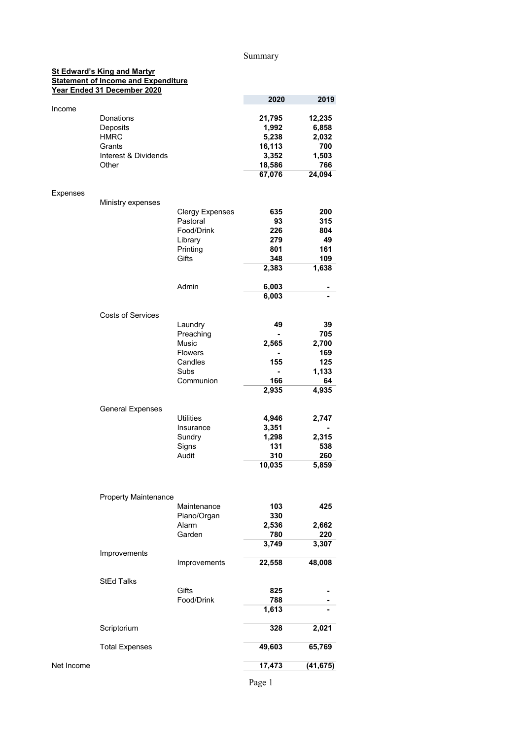Summary

**St Edward's King and Martyr**
**Statement of Income and Expenditure**
**Year Ended 31 December 2020**

| | | | 2020 | 2019 |
|---|---|---|---|---|
| Income | | | | |
| | Donations | | **21,795** | **12,235** |
| | Deposits | | **1,992** | **6,858** |
| | HMRC | | **5,238** | **2,032** |
| | Grants | | **16,113** | **700** |
| | Interest & Dividends | | **3,352** | **1,503** |
| | Other | | **18,586** | **766** |
| | | | **67,076** | **24,094** |
| Expenses | | | | |
| | Ministry expenses | | | |
| | | Clergy Expenses | **635** | **200** |
| | | Pastoral | **93** | **315** |
| | | Food/Drink | **226** | **804** |
| | | Library | **279** | **49** |
| | | Printing | **801** | **161** |
| | | Gifts | **348** | **109** |
| | | | **2,383** | **1,638** |
| | | Admin | **6,003** | **-** |
| | | | **6,003** | **-** |
| | Costs of Services | | | |
| | | Laundry | **49** | **39** |
| | | Preaching | **-** | **705** |
| | | Music | **2,565** | **2,700** |
| | | Flowers | **-** | **169** |
| | | Candles | **155** | **125** |
| | | Subs | **-** | **1,133** |
| | | Communion | **166** | **64** |
| | | | **2,935** | **4,935** |
| | General Expenses | | | |
| | | Utilities | **4,946** | **2,747** |
| | | Insurance | **3,351** | **-** |
| | | Sundry | **1,298** | **2,315** |
| | | Signs | **131** | **538** |
| | | Audit | **310** | **260** |
| | | | **10,035** | **5,859** |
| | Property Maintenance | | | |
| | | Maintenance | **103** | **425** |
| | | Piano/Organ | **330** | |
| | | Alarm | **2,536** | **2,662** |
| | | Garden | **780** | **220** |
| | | | **3,749** | **3,307** |
| | Improvements | | | |
| | | Improvements | **22,558** | **48,008** |
| | StEd Talks | | | |
| | | Gifts | **825** | **-** |
| | | Food/Drink | **788** | **-** |
| | | | **1,613** | **-** |
| | Scriptorium | | **328** | **2,021** |
| | Total Expenses | | **49,603** | **65,769** |
| Net Income | | | **17,473** | **(41,675)** |